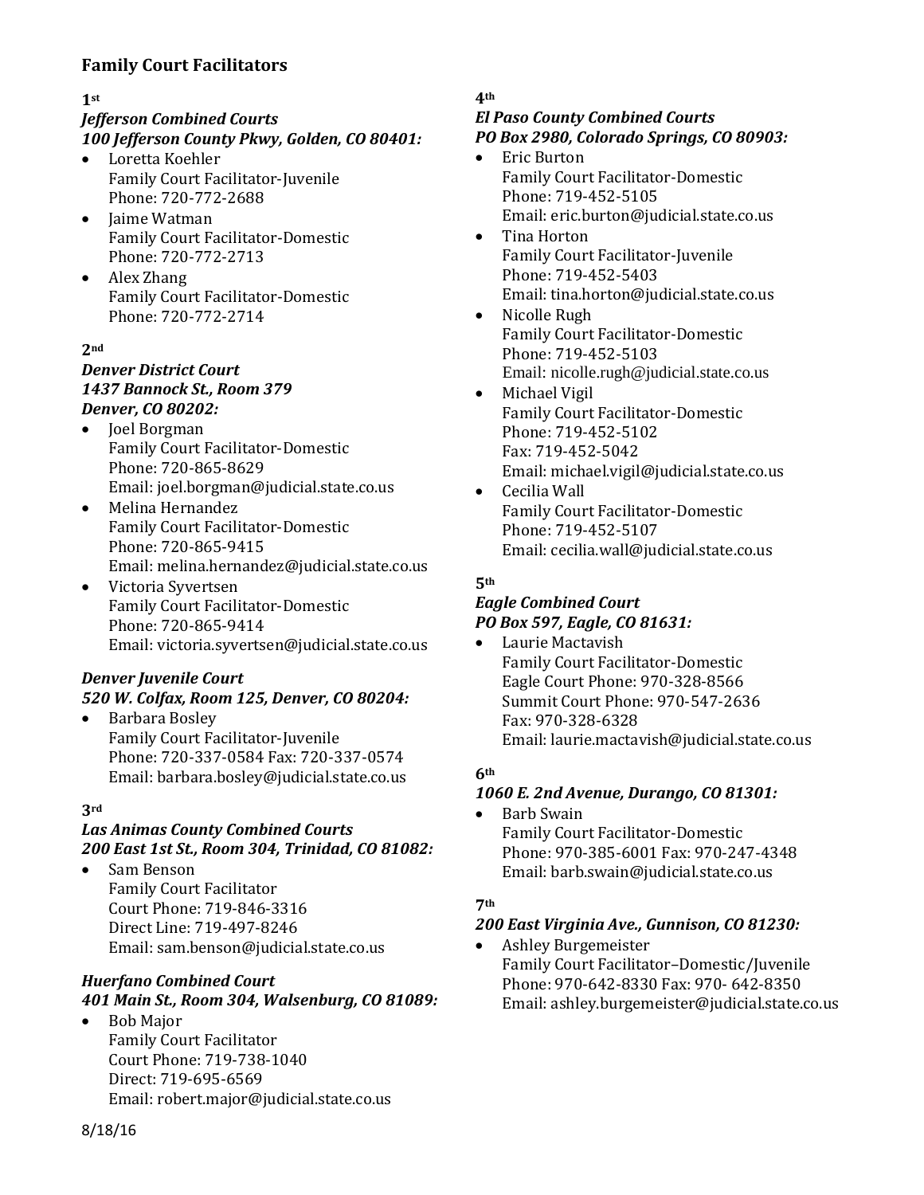## Family Court Facilitators

**1st**

***Jefferson Combined Courts***
***100 Jefferson County Pkwy, Golden, CO 80401:***

- Loretta Koehler
  Family Court Facilitator-Juvenile
  Phone: 720-772-2688
- Jaime Watman
  Family Court Facilitator-Domestic
  Phone: 720-772-2713
- Alex Zhang
  Family Court Facilitator-Domestic
  Phone: 720-772-2714

**2nd**

***Denver District Court***
***1437 Bannock St., Room 379***
***Denver, CO 80202:***

- Joel Borgman
  Family Court Facilitator-Domestic
  Phone: 720-865-8629
  Email: joel.borgman@judicial.state.co.us
- Melina Hernandez
  Family Court Facilitator-Domestic
  Phone: 720-865-9415
  Email: melina.hernandez@judicial.state.co.us
- Victoria Syvertsen
  Family Court Facilitator-Domestic
  Phone: 720-865-9414
  Email: victoria.syvertsen@judicial.state.co.us

***Denver Juvenile Court***
***520 W. Colfax, Room 125, Denver, CO 80204:***

- Barbara Bosley
  Family Court Facilitator-Juvenile
  Phone: 720-337-0584 Fax: 720-337-0574
  Email: barbara.bosley@judicial.state.co.us

**3rd**

***Las Animas County Combined Courts***
***200 East 1st St., Room 304, Trinidad, CO 81082:***

- Sam Benson
  Family Court Facilitator
  Court Phone: 719-846-3316
  Direct Line: 719-497-8246
  Email: sam.benson@judicial.state.co.us

***Huerfano Combined Court***
***401 Main St., Room 304, Walsenburg, CO 81089:***

- Bob Major
  Family Court Facilitator
  Court Phone: 719-738-1040
  Direct: 719-695-6569
  Email: robert.major@judicial.state.co.us

**4th**

***El Paso County Combined Courts***
***PO Box 2980, Colorado Springs, CO 80903:***

- Eric Burton
  Family Court Facilitator-Domestic
  Phone: 719-452-5105
  Email: eric.burton@judicial.state.co.us
- Tina Horton
  Family Court Facilitator-Juvenile
  Phone: 719-452-5403
  Email: tina.horton@judicial.state.co.us
- Nicolle Rugh
  Family Court Facilitator-Domestic
  Phone: 719-452-5103
  Email: nicolle.rugh@judicial.state.co.us
- Michael Vigil
  Family Court Facilitator-Domestic
  Phone: 719-452-5102
  Fax: 719-452-5042
  Email: michael.vigil@judicial.state.co.us
- Cecilia Wall
  Family Court Facilitator-Domestic
  Phone: 719-452-5107
  Email: cecilia.wall@judicial.state.co.us

**5th**

***Eagle Combined Court***
***PO Box 597, Eagle, CO 81631:***

- Laurie Mactavish
  Family Court Facilitator-Domestic
  Eagle Court Phone: 970-328-8566
  Summit Court Phone: 970-547-2636
  Fax: 970-328-6328
  Email: laurie.mactavish@judicial.state.co.us

**6th**

***1060 E. 2nd Avenue, Durango, CO 81301:***

- Barb Swain
  Family Court Facilitator-Domestic
  Phone: 970-385-6001 Fax: 970-247-4348
  Email: barb.swain@judicial.state.co.us

**7th**

***200 East Virginia Ave., Gunnison, CO 81230:***

- Ashley Burgemeister
  Family Court Facilitator–Domestic/Juvenile
  Phone: 970-642-8330 Fax: 970- 642-8350
  Email: ashley.burgemeister@judicial.state.co.us

8/18/16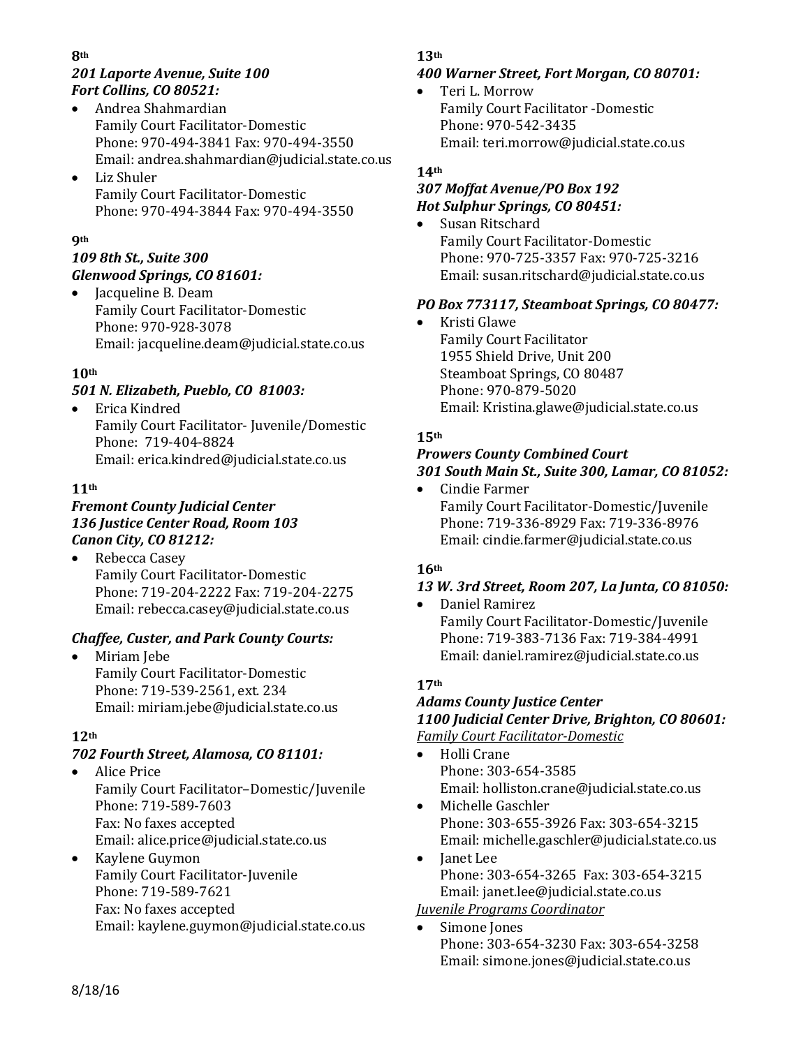### 8th

***201 Laporte Avenue, Suite 100***
***Fort Collins, CO 80521:***

- Andrea Shahmardian
  Family Court Facilitator-Domestic
  Phone: 970-494-3841 Fax: 970-494-3550
  Email: andrea.shahmardian@judicial.state.co.us
- Liz Shuler
  Family Court Facilitator-Domestic
  Phone: 970-494-3844 Fax: 970-494-3550

### 9th

***109 8th St., Suite 300***
***Glenwood Springs, CO 81601:***

- Jacqueline B. Deam
  Family Court Facilitator-Domestic
  Phone: 970-928-3078
  Email: jacqueline.deam@judicial.state.co.us

### 10th

***501 N. Elizabeth, Pueblo, CO 81003:***

- Erica Kindred
  Family Court Facilitator- Juvenile/Domestic
  Phone: 719-404-8824
  Email: erica.kindred@judicial.state.co.us

### 11th

***Fremont County Judicial Center***
***136 Justice Center Road, Room 103***
***Canon City, CO 81212:***

- Rebecca Casey
  Family Court Facilitator-Domestic
  Phone: 719-204-2222 Fax: 719-204-2275
  Email: rebecca.casey@judicial.state.co.us

***Chaffee, Custer, and Park County Courts:***

- Miriam Jebe
  Family Court Facilitator-Domestic
  Phone: 719-539-2561, ext. 234
  Email: miriam.jebe@judicial.state.co.us

### 12th

***702 Fourth Street, Alamosa, CO 81101:***

- Alice Price
  Family Court Facilitator–Domestic/Juvenile
  Phone: 719-589-7603
  Fax: No faxes accepted
  Email: alice.price@judicial.state.co.us
- Kaylene Guymon
  Family Court Facilitator-Juvenile
  Phone: 719-589-7621
  Fax: No faxes accepted
  Email: kaylene.guymon@judicial.state.co.us

### 13th

***400 Warner Street, Fort Morgan, CO 80701:***

- Teri L. Morrow
  Family Court Facilitator -Domestic
  Phone: 970-542-3435
  Email: teri.morrow@judicial.state.co.us

### 14th

***307 Moffat Avenue/PO Box 192***
***Hot Sulphur Springs, CO 80451:***

- Susan Ritschard
  Family Court Facilitator-Domestic
  Phone: 970-725-3357 Fax: 970-725-3216
  Email: susan.ritschard@judicial.state.co.us

***PO Box 773117, Steamboat Springs, CO 80477:***

- Kristi Glawe
  Family Court Facilitator
  1955 Shield Drive, Unit 200
  Steamboat Springs, CO 80487
  Phone: 970-879-5020
  Email: Kristina.glawe@judicial.state.co.us

### 15th

***Prowers County Combined Court***
***301 South Main St., Suite 300, Lamar, CO 81052:***

- Cindie Farmer
  Family Court Facilitator-Domestic/Juvenile
  Phone: 719-336-8929 Fax: 719-336-8976
  Email: cindie.farmer@judicial.state.co.us

### 16th

***13 W. 3rd Street, Room 207, La Junta, CO 81050:***

- Daniel Ramirez
  Family Court Facilitator-Domestic/Juvenile
  Phone: 719-383-7136 Fax: 719-384-4991
  Email: daniel.ramirez@judicial.state.co.us

### 17th

***Adams County Justice Center***
***1100 Judicial Center Drive, Brighton, CO 80601:***

*Family Court Facilitator-Domestic*

- Holli Crane
  Phone: 303-654-3585
  Email: holliston.crane@judicial.state.co.us
- Michelle Gaschler
  Phone: 303-655-3926 Fax: 303-654-3215
  Email: michelle.gaschler@judicial.state.co.us
- Janet Lee
  Phone: 303-654-3265 Fax: 303-654-3215
  Email: janet.lee@judicial.state.co.us

*Juvenile Programs Coordinator*

- Simone Jones
  Phone: 303-654-3230 Fax: 303-654-3258
  Email: simone.jones@judicial.state.co.us

8/18/16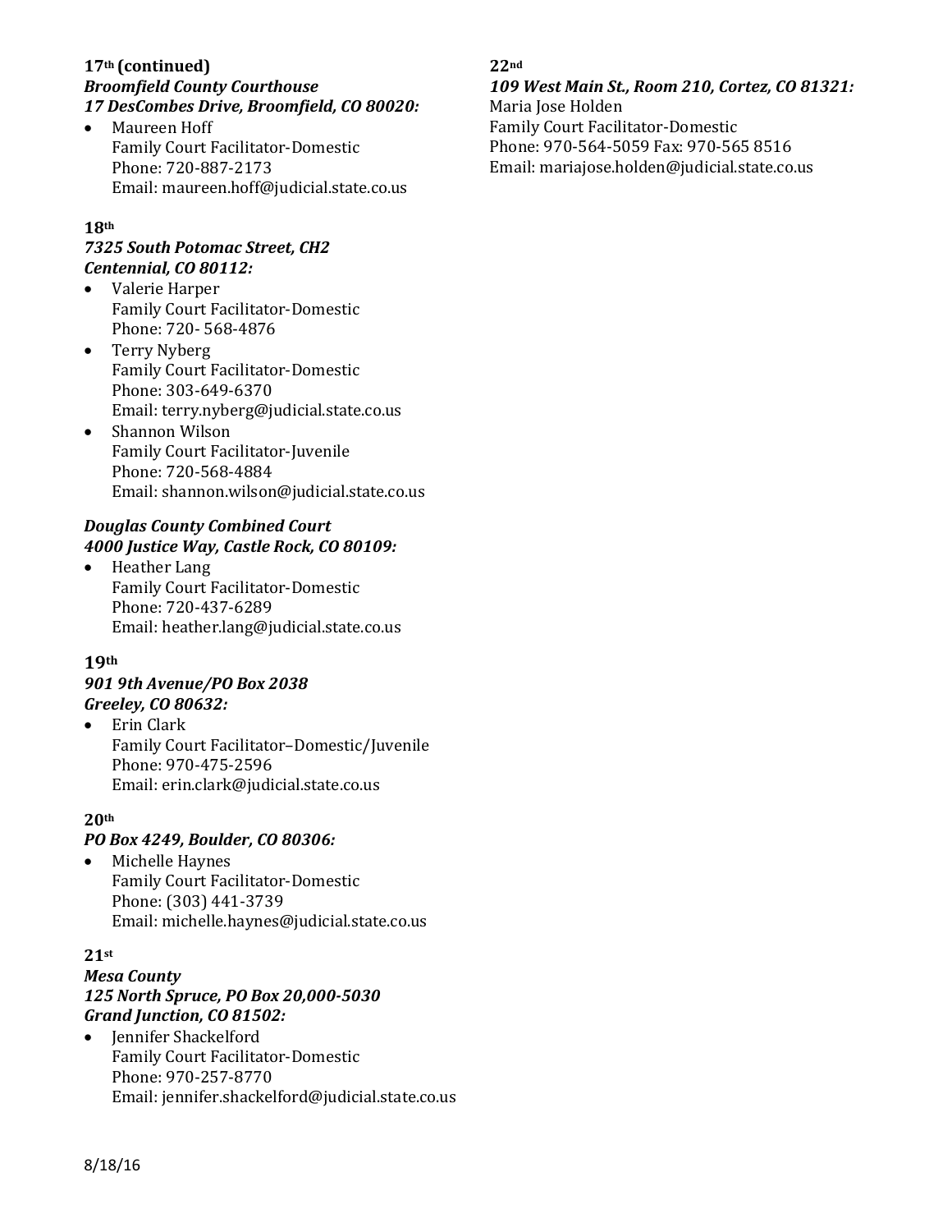**17th (continued)**

***Broomfield County Courthouse***
***17 DesCombes Drive, Broomfield, CO 80020:***

- Maureen Hoff
  Family Court Facilitator-Domestic
  Phone: 720-887-2173
  Email: maureen.hoff@judicial.state.co.us

**18th**

***7325 South Potomac Street, CH2***
***Centennial, CO 80112:***

- Valerie Harper
  Family Court Facilitator-Domestic
  Phone: 720- 568-4876
- Terry Nyberg
  Family Court Facilitator-Domestic
  Phone: 303-649-6370
  Email: terry.nyberg@judicial.state.co.us
- Shannon Wilson
  Family Court Facilitator-Juvenile
  Phone: 720-568-4884
  Email: shannon.wilson@judicial.state.co.us

***Douglas County Combined Court***
***4000 Justice Way, Castle Rock, CO 80109:***

- Heather Lang
  Family Court Facilitator-Domestic
  Phone: 720-437-6289
  Email: heather.lang@judicial.state.co.us

**19th**

***901 9th Avenue/PO Box 2038***
***Greeley, CO 80632:***

- Erin Clark
  Family Court Facilitator–Domestic/Juvenile
  Phone: 970-475-2596
  Email: erin.clark@judicial.state.co.us

**20th**

***PO Box 4249, Boulder, CO 80306:***

- Michelle Haynes
  Family Court Facilitator-Domestic
  Phone: (303) 441-3739
  Email: michelle.haynes@judicial.state.co.us

**21st**

***Mesa County***
***125 North Spruce, PO Box 20,000-5030***
***Grand Junction, CO 81502:***

- Jennifer Shackelford
  Family Court Facilitator-Domestic
  Phone: 970-257-8770
  Email: jennifer.shackelford@judicial.state.co.us

**22nd**

***109 West Main St., Room 210, Cortez, CO 81321:***

Maria Jose Holden
Family Court Facilitator-Domestic
Phone: 970-564-5059 Fax: 970-565 8516
Email: mariajose.holden@judicial.state.co.us

8/18/16